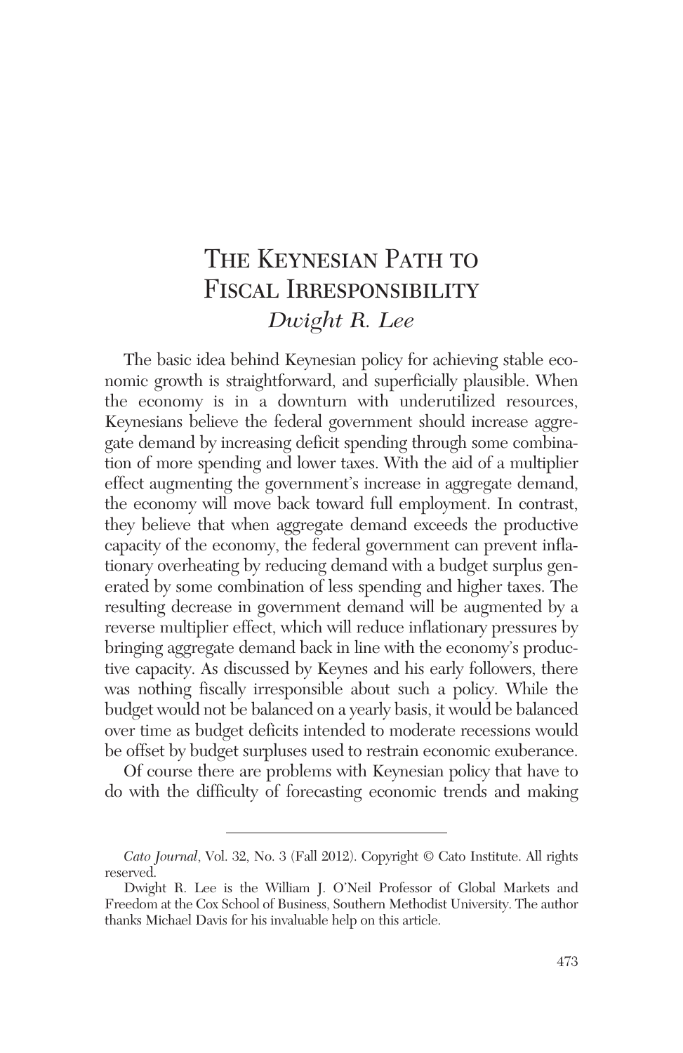# The Keynesian Path to Fiscal Irresponsibility

*Dwight R. Lee*

The basic idea behind Keynesian policy for achieving stable economic growth is straightforward, and superficially plausible. When the economy is in a downturn with underutilized resources, Keynesians believe the federal government should increase aggregate demand by increasing deficit spending through some combination of more spending and lower taxes. With the aid of a multiplier effect augmenting the government's increase in aggregate demand, the economy will move back toward full employment. In contrast, they believe that when aggregate demand exceeds the productive capacity of the economy, the federal government can prevent inflationary overheating by reducing demand with a budget surplus generated by some combination of less spending and higher taxes. The resulting decrease in government demand will be augmented by a reverse multiplier effect, which will reduce inflationary pressures by bringing aggregate demand back in line with the economy's productive capacity. As discussed by Keynes and his early followers, there was nothing fiscally irresponsible about such a policy. While the budget would not be balanced on a yearly basis, it would be balanced over time as budget deficits intended to moderate recessions would be offset by budget surpluses used to restrain economic exuberance.

Of course there are problems with Keynesian policy that have to do with the difficulty of forecasting economic trends and making

---

*Cato Journal*, Vol. 32, No. 3 (Fall 2012). Copyright © Cato Institute. All rights reserved.

Dwight R. Lee is the William J. O'Neil Professor of Global Markets and Freedom at the Cox School of Business, Southern Methodist University. The author thanks Michael Davis for his invaluable help on this article.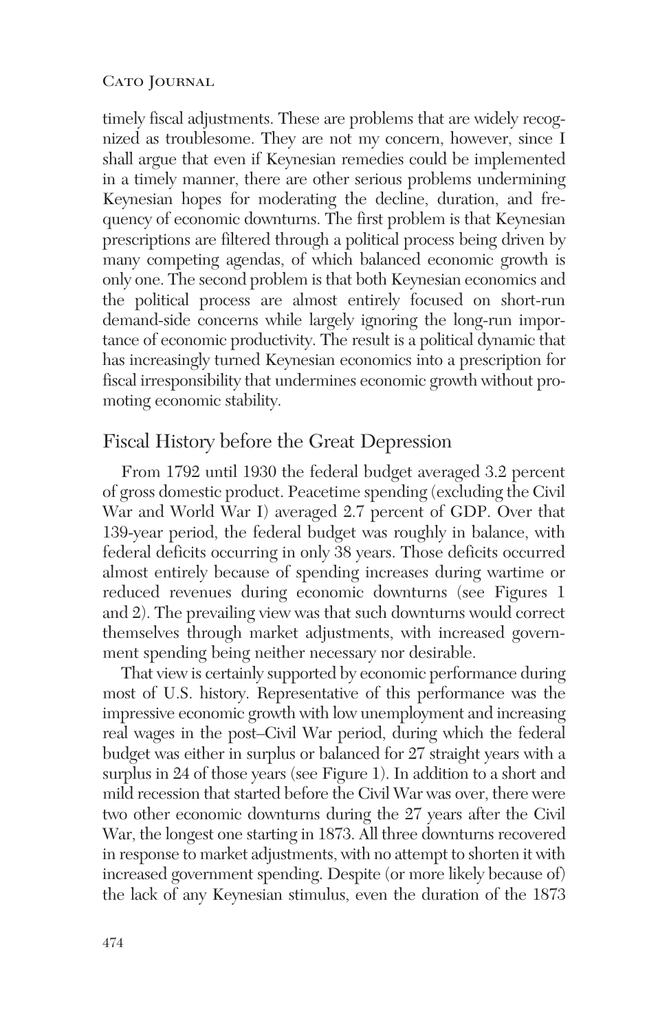timely fiscal adjustments. These are problems that are widely recognized as troublesome. They are not my concern, however, since I shall argue that even if Keynesian remedies could be implemented in a timely manner, there are other serious problems undermining Keynesian hopes for moderating the decline, duration, and frequency of economic downturns. The first problem is that Keynesian prescriptions are filtered through a political process being driven by many competing agendas, of which balanced economic growth is only one. The second problem is that both Keynesian economics and the political process are almost entirely focused on short-run demand-side concerns while largely ignoring the long-run importance of economic productivity. The result is a political dynamic that has increasingly turned Keynesian economics into a prescription for fiscal irresponsibility that undermines economic growth without promoting economic stability.

## Fiscal History before the Great Depression

From 1792 until 1930 the federal budget averaged 3.2 percent of gross domestic product. Peacetime spending (excluding the Civil War and World War I) averaged 2.7 percent of GDP. Over that 139-year period, the federal budget was roughly in balance, with federal deficits occurring in only 38 years. Those deficits occurred almost entirely because of spending increases during wartime or reduced revenues during economic downturns (see Figures 1 and 2). The prevailing view was that such downturns would correct themselves through market adjustments, with increased government spending being neither necessary nor desirable.

That view is certainly supported by economic performance during most of U.S. history. Representative of this performance was the impressive economic growth with low unemployment and increasing real wages in the post–Civil War period, during which the federal budget was either in surplus or balanced for 27 straight years with a surplus in 24 of those years (see Figure 1). In addition to a short and mild recession that started before the Civil War was over, there were two other economic downturns during the 27 years after the Civil War, the longest one starting in 1873. All three downturns recovered in response to market adjustments, with no attempt to shorten it with increased government spending. Despite (or more likely because of) the lack of any Keynesian stimulus, even the duration of the 1873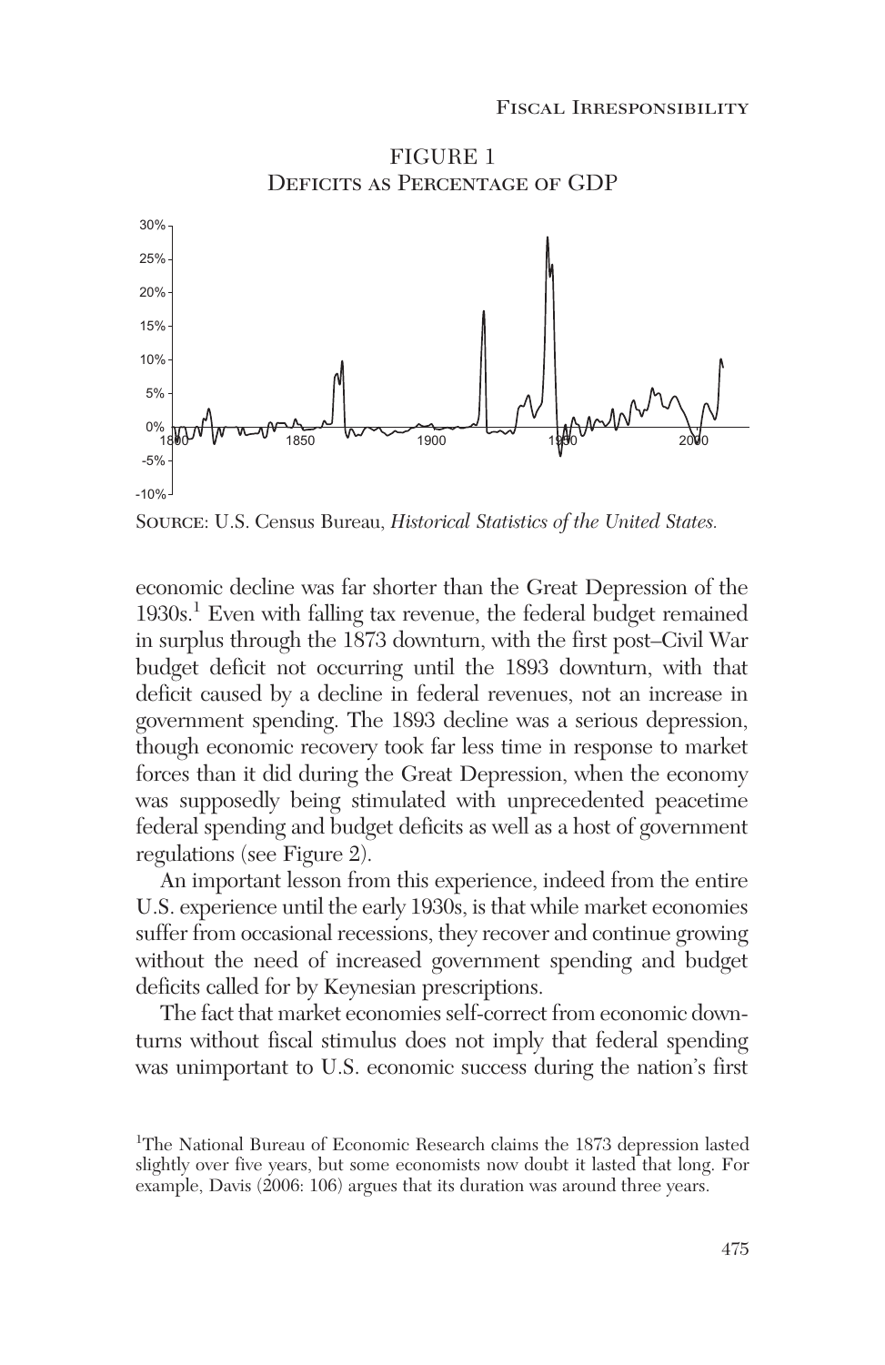FIGURE 1
Deficits as Percentage of GDP

Source: U.S. Census Bureau, *Historical Statistics of the United States.*

economic decline was far shorter than the Great Depression of the 1930s.[1] Even with falling tax revenue, the federal budget remained in surplus through the 1873 downturn, with the first post–Civil War budget deficit not occurring until the 1893 downturn, with that deficit caused by a decline in federal revenues, not an increase in government spending. The 1893 decline was a serious depression, though economic recovery took far less time in response to market forces than it did during the Great Depression, when the economy was supposedly being stimulated with unprecedented peacetime federal spending and budget deficits as well as a host of government regulations (see Figure 2).

An important lesson from this experience, indeed from the entire U.S. experience until the early 1930s, is that while market economies suffer from occasional recessions, they recover and continue growing without the need of increased government spending and budget deficits called for by Keynesian prescriptions.

The fact that market economies self-correct from economic downturns without fiscal stimulus does not imply that federal spending was unimportant to U.S. economic success during the nation's first

[1]The National Bureau of Economic Research claims the 1873 depression lasted slightly over five years, but some economists now doubt it lasted that long. For example, Davis (2006: 106) argues that its duration was around three years.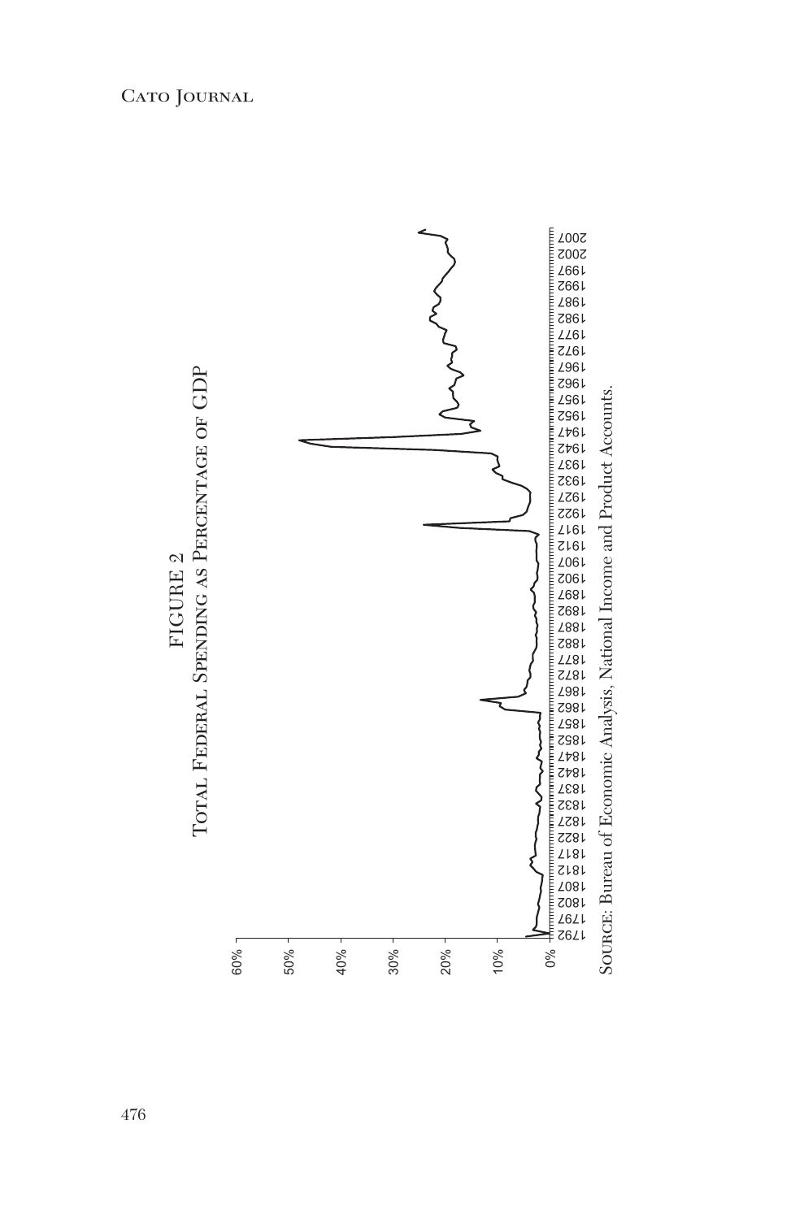FIGURE 2

Total Federal Spending as Percentage of GDP

Source: Bureau of Economic Analysis, National Income and Product Accounts.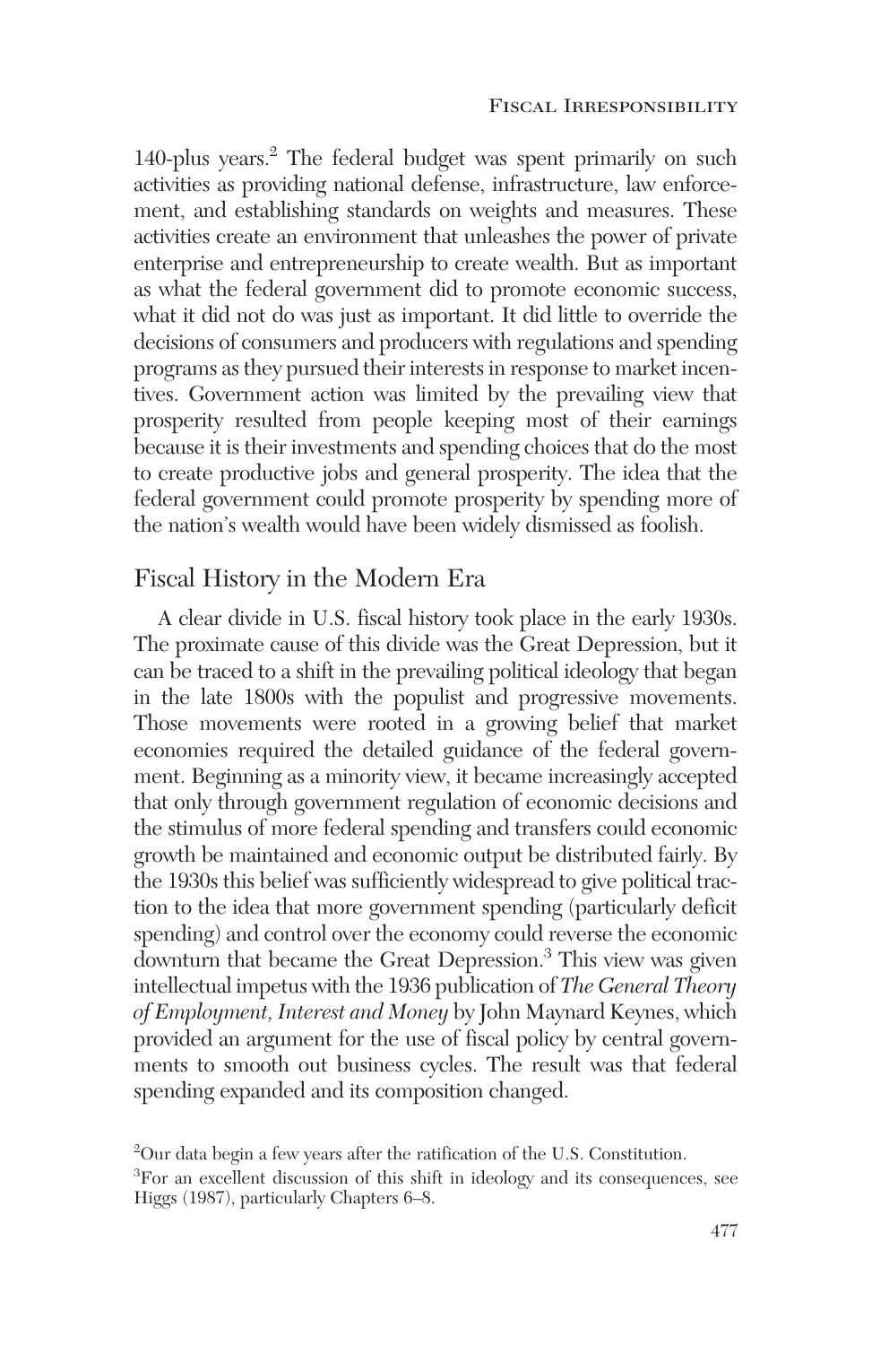140-plus years.[2] The federal budget was spent primarily on such activities as providing national defense, infrastructure, law enforcement, and establishing standards on weights and measures. These activities create an environment that unleashes the power of private enterprise and entrepreneurship to create wealth. But as important as what the federal government did to promote economic success, what it did not do was just as important. It did little to override the decisions of consumers and producers with regulations and spending programs as they pursued their interests in response to market incentives. Government action was limited by the prevailing view that prosperity resulted from people keeping most of their earnings because it is their investments and spending choices that do the most to create productive jobs and general prosperity. The idea that the federal government could promote prosperity by spending more of the nation's wealth would have been widely dismissed as foolish.

## Fiscal History in the Modern Era

A clear divide in U.S. fiscal history took place in the early 1930s. The proximate cause of this divide was the Great Depression, but it can be traced to a shift in the prevailing political ideology that began in the late 1800s with the populist and progressive movements. Those movements were rooted in a growing belief that market economies required the detailed guidance of the federal government. Beginning as a minority view, it became increasingly accepted that only through government regulation of economic decisions and the stimulus of more federal spending and transfers could economic growth be maintained and economic output be distributed fairly. By the 1930s this belief was sufficiently widespread to give political traction to the idea that more government spending (particularly deficit spending) and control over the economy could reverse the economic downturn that became the Great Depression.[3] This view was given intellectual impetus with the 1936 publication of *The General Theory of Employment, Interest and Money* by John Maynard Keynes, which provided an argument for the use of fiscal policy by central governments to smooth out business cycles. The result was that federal spending expanded and its composition changed.

[2]Our data begin a few years after the ratification of the U.S. Constitution.

[3]For an excellent discussion of this shift in ideology and its consequences, see Higgs (1987), particularly Chapters 6–8.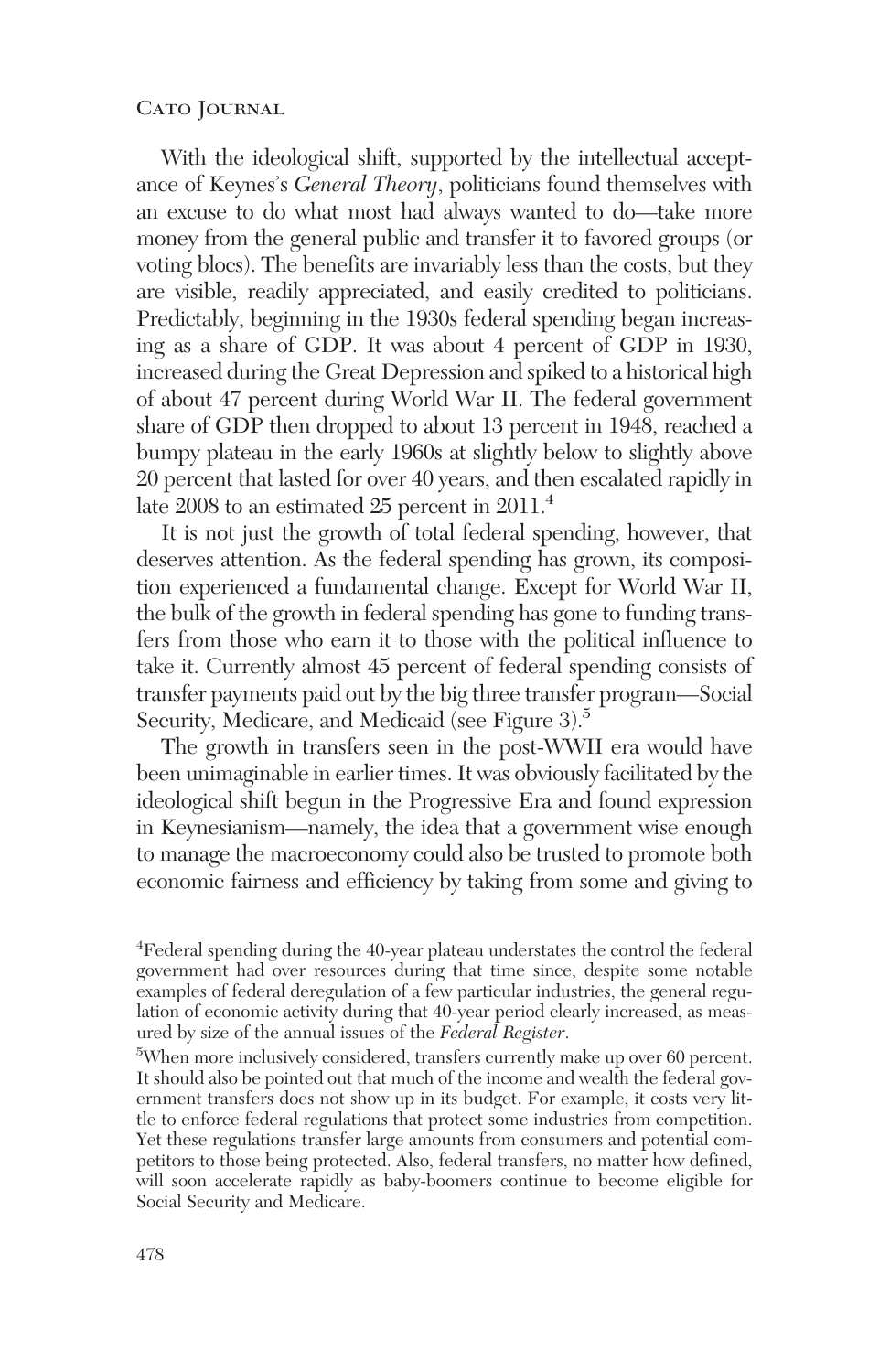With the ideological shift, supported by the intellectual acceptance of Keynes's *General Theory*, politicians found themselves with an excuse to do what most had always wanted to do—take more money from the general public and transfer it to favored groups (or voting blocs). The benefits are invariably less than the costs, but they are visible, readily appreciated, and easily credited to politicians. Predictably, beginning in the 1930s federal spending began increasing as a share of GDP. It was about 4 percent of GDP in 1930, increased during the Great Depression and spiked to a historical high of about 47 percent during World War II. The federal government share of GDP then dropped to about 13 percent in 1948, reached a bumpy plateau in the early 1960s at slightly below to slightly above 20 percent that lasted for over 40 years, and then escalated rapidly in late 2008 to an estimated 25 percent in 2011.[4]

It is not just the growth of total federal spending, however, that deserves attention. As the federal spending has grown, its composition experienced a fundamental change. Except for World War II, the bulk of the growth in federal spending has gone to funding transfers from those who earn it to those with the political influence to take it. Currently almost 45 percent of federal spending consists of transfer payments paid out by the big three transfer program—Social Security, Medicare, and Medicaid (see Figure 3).[5]

The growth in transfers seen in the post-WWII era would have been unimaginable in earlier times. It was obviously facilitated by the ideological shift begun in the Progressive Era and found expression in Keynesianism—namely, the idea that a government wise enough to manage the macroeconomy could also be trusted to promote both economic fairness and efficiency by taking from some and giving to

[4]Federal spending during the 40-year plateau understates the control the federal government had over resources during that time since, despite some notable examples of federal deregulation of a few particular industries, the general regulation of economic activity during that 40-year period clearly increased, as measured by size of the annual issues of the *Federal Register*.

[5]When more inclusively considered, transfers currently make up over 60 percent. It should also be pointed out that much of the income and wealth the federal government transfers does not show up in its budget. For example, it costs very little to enforce federal regulations that protect some industries from competition. Yet these regulations transfer large amounts from consumers and potential competitors to those being protected. Also, federal transfers, no matter how defined, will soon accelerate rapidly as baby-boomers continue to become eligible for Social Security and Medicare.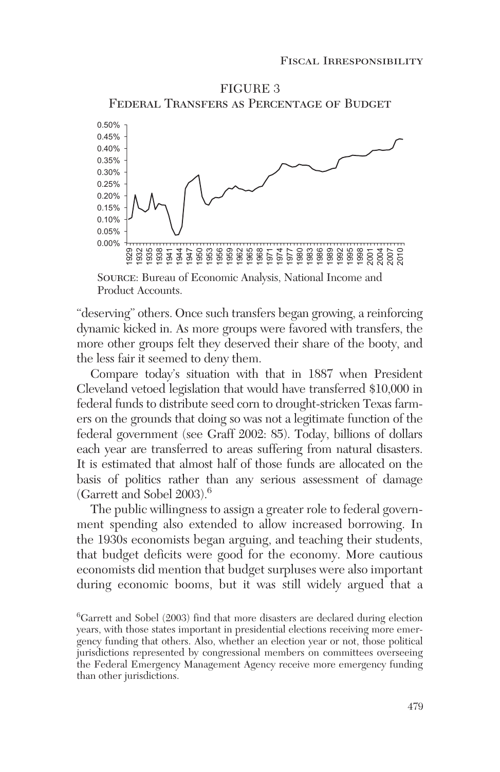FIGURE 3

Federal Transfers as Percentage of Budget

Source: Bureau of Economic Analysis, National Income and Product Accounts.

"deserving" others. Once such transfers began growing, a reinforcing dynamic kicked in. As more groups were favored with transfers, the more other groups felt they deserved their share of the booty, and the less fair it seemed to deny them.

Compare today's situation with that in 1887 when President Cleveland vetoed legislation that would have transferred $10,000 in federal funds to distribute seed corn to drought-stricken Texas farmers on the grounds that doing so was not a legitimate function of the federal government (see Graff 2002: 85). Today, billions of dollars each year are transferred to areas suffering from natural disasters. It is estimated that almost half of those funds are allocated on the basis of politics rather than any serious assessment of damage (Garrett and Sobel 2003).[6]

The public willingness to assign a greater role to federal government spending also extended to allow increased borrowing. In the 1930s economists began arguing, and teaching their students, that budget deficits were good for the economy. More cautious economists did mention that budget surpluses were also important during economic booms, but it was still widely argued that a

[6]Garrett and Sobel (2003) find that more disasters are declared during election years, with those states important in presidential elections receiving more emergency funding that others. Also, whether an election year or not, those political jurisdictions represented by congressional members on committees overseeing the Federal Emergency Management Agency receive more emergency funding than other jurisdictions.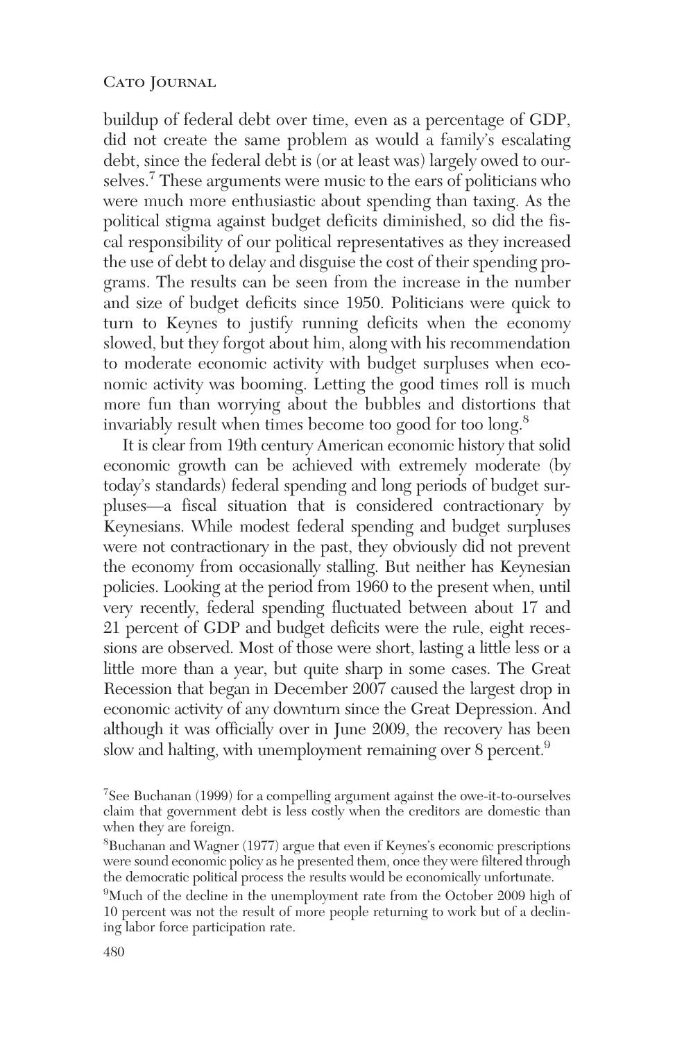buildup of federal debt over time, even as a percentage of GDP, did not create the same problem as would a family's escalating debt, since the federal debt is (or at least was) largely owed to ourselves.[7] These arguments were music to the ears of politicians who were much more enthusiastic about spending than taxing. As the political stigma against budget deficits diminished, so did the fiscal responsibility of our political representatives as they increased the use of debt to delay and disguise the cost of their spending programs. The results can be seen from the increase in the number and size of budget deficits since 1950. Politicians were quick to turn to Keynes to justify running deficits when the economy slowed, but they forgot about him, along with his recommendation to moderate economic activity with budget surpluses when economic activity was booming. Letting the good times roll is much more fun than worrying about the bubbles and distortions that invariably result when times become too good for too long.[8]

It is clear from 19th century American economic history that solid economic growth can be achieved with extremely moderate (by today's standards) federal spending and long periods of budget surpluses—a fiscal situation that is considered contractionary by Keynesians. While modest federal spending and budget surpluses were not contractionary in the past, they obviously did not prevent the economy from occasionally stalling. But neither has Keynesian policies. Looking at the period from 1960 to the present when, until very recently, federal spending fluctuated between about 17 and 21 percent of GDP and budget deficits were the rule, eight recessions are observed. Most of those were short, lasting a little less or a little more than a year, but quite sharp in some cases. The Great Recession that began in December 2007 caused the largest drop in economic activity of any downturn since the Great Depression. And although it was officially over in June 2009, the recovery has been slow and halting, with unemployment remaining over 8 percent.[9]

[7]See Buchanan (1999) for a compelling argument against the owe-it-to-ourselves claim that government debt is less costly when the creditors are domestic than when they are foreign.

[8]Buchanan and Wagner (1977) argue that even if Keynes's economic prescriptions were sound economic policy as he presented them, once they were filtered through the democratic political process the results would be economically unfortunate.

[9]Much of the decline in the unemployment rate from the October 2009 high of 10 percent was not the result of more people returning to work but of a declining labor force participation rate.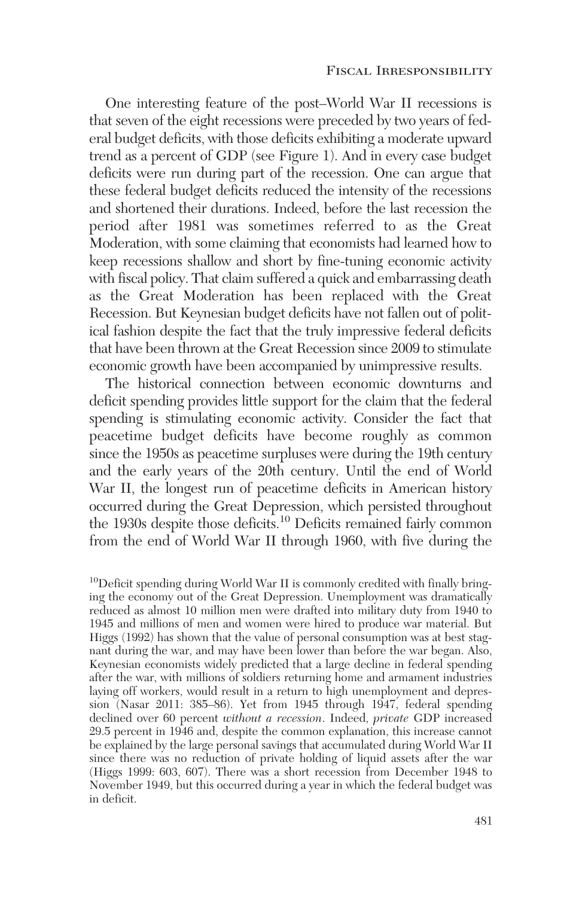One interesting feature of the post–World War II recessions is that seven of the eight recessions were preceded by two years of federal budget deficits, with those deficits exhibiting a moderate upward trend as a percent of GDP (see Figure 1). And in every case budget deficits were run during part of the recession. One can argue that these federal budget deficits reduced the intensity of the recessions and shortened their durations. Indeed, before the last recession the period after 1981 was sometimes referred to as the Great Moderation, with some claiming that economists had learned how to keep recessions shallow and short by fine-tuning economic activity with fiscal policy. That claim suffered a quick and embarrassing death as the Great Moderation has been replaced with the Great Recession. But Keynesian budget deficits have not fallen out of political fashion despite the fact that the truly impressive federal deficits that have been thrown at the Great Recession since 2009 to stimulate economic growth have been accompanied by unimpressive results.

The historical connection between economic downturns and deficit spending provides little support for the claim that the federal spending is stimulating economic activity. Consider the fact that peacetime budget deficits have become roughly as common since the 1950s as peacetime surpluses were during the 19th century and the early years of the 20th century. Until the end of World War II, the longest run of peacetime deficits in American history occurred during the Great Depression, which persisted throughout the 1930s despite those deficits.[10] Deficits remained fairly common from the end of World War II through 1960, with five during the

[10]Deficit spending during World War II is commonly credited with finally bringing the economy out of the Great Depression. Unemployment was dramatically reduced as almost 10 million men were drafted into military duty from 1940 to 1945 and millions of men and women were hired to produce war material. But Higgs (1992) has shown that the value of personal consumption was at best stagnant during the war, and may have been lower than before the war began. Also, Keynesian economists widely predicted that a large decline in federal spending after the war, with millions of soldiers returning home and armament industries laying off workers, would result in a return to high unemployment and depression (Nasar 2011: 385–86). Yet from 1945 through 1947, federal spending declined over 60 percent *without a recession*. Indeed, *private* GDP increased 29.5 percent in 1946 and, despite the common explanation, this increase cannot be explained by the large personal savings that accumulated during World War II since there was no reduction of private holding of liquid assets after the war (Higgs 1999: 603, 607). There was a short recession from December 1948 to November 1949, but this occurred during a year in which the federal budget was in deficit.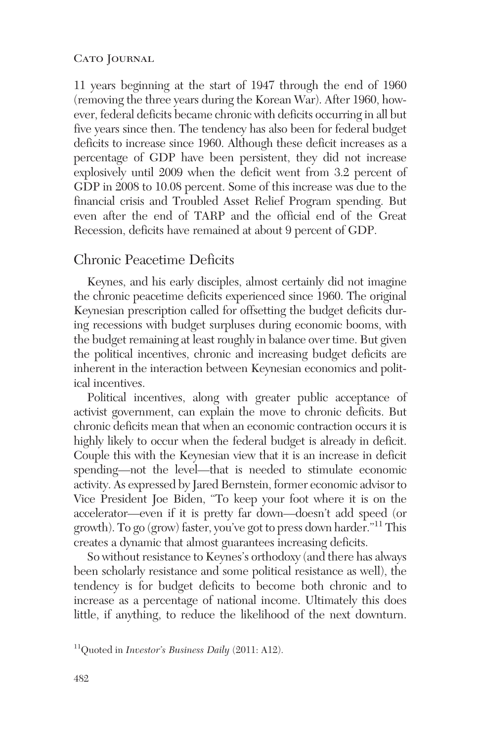11 years beginning at the start of 1947 through the end of 1960 (removing the three years during the Korean War). After 1960, however, federal deficits became chronic with deficits occurring in all but five years since then. The tendency has also been for federal budget deficits to increase since 1960. Although these deficit increases as a percentage of GDP have been persistent, they did not increase explosively until 2009 when the deficit went from 3.2 percent of GDP in 2008 to 10.08 percent. Some of this increase was due to the financial crisis and Troubled Asset Relief Program spending. But even after the end of TARP and the official end of the Great Recession, deficits have remained at about 9 percent of GDP.

## Chronic Peacetime Deficits

Keynes, and his early disciples, almost certainly did not imagine the chronic peacetime deficits experienced since 1960. The original Keynesian prescription called for offsetting the budget deficits during recessions with budget surpluses during economic booms, with the budget remaining at least roughly in balance over time. But given the political incentives, chronic and increasing budget deficits are inherent in the interaction between Keynesian economics and political incentives.

Political incentives, along with greater public acceptance of activist government, can explain the move to chronic deficits. But chronic deficits mean that when an economic contraction occurs it is highly likely to occur when the federal budget is already in deficit. Couple this with the Keynesian view that it is an increase in deficit spending—not the level—that is needed to stimulate economic activity. As expressed by Jared Bernstein, former economic advisor to Vice President Joe Biden, "To keep your foot where it is on the accelerator—even if it is pretty far down—doesn't add speed (or growth). To go (grow) faster, you've got to press down harder."[11] This creates a dynamic that almost guarantees increasing deficits.

So without resistance to Keynes's orthodoxy (and there has always been scholarly resistance and some political resistance as well), the tendency is for budget deficits to become both chronic and to increase as a percentage of national income. Ultimately this does little, if anything, to reduce the likelihood of the next downturn.

[11] Quoted in *Investor's Business Daily* (2011: A12).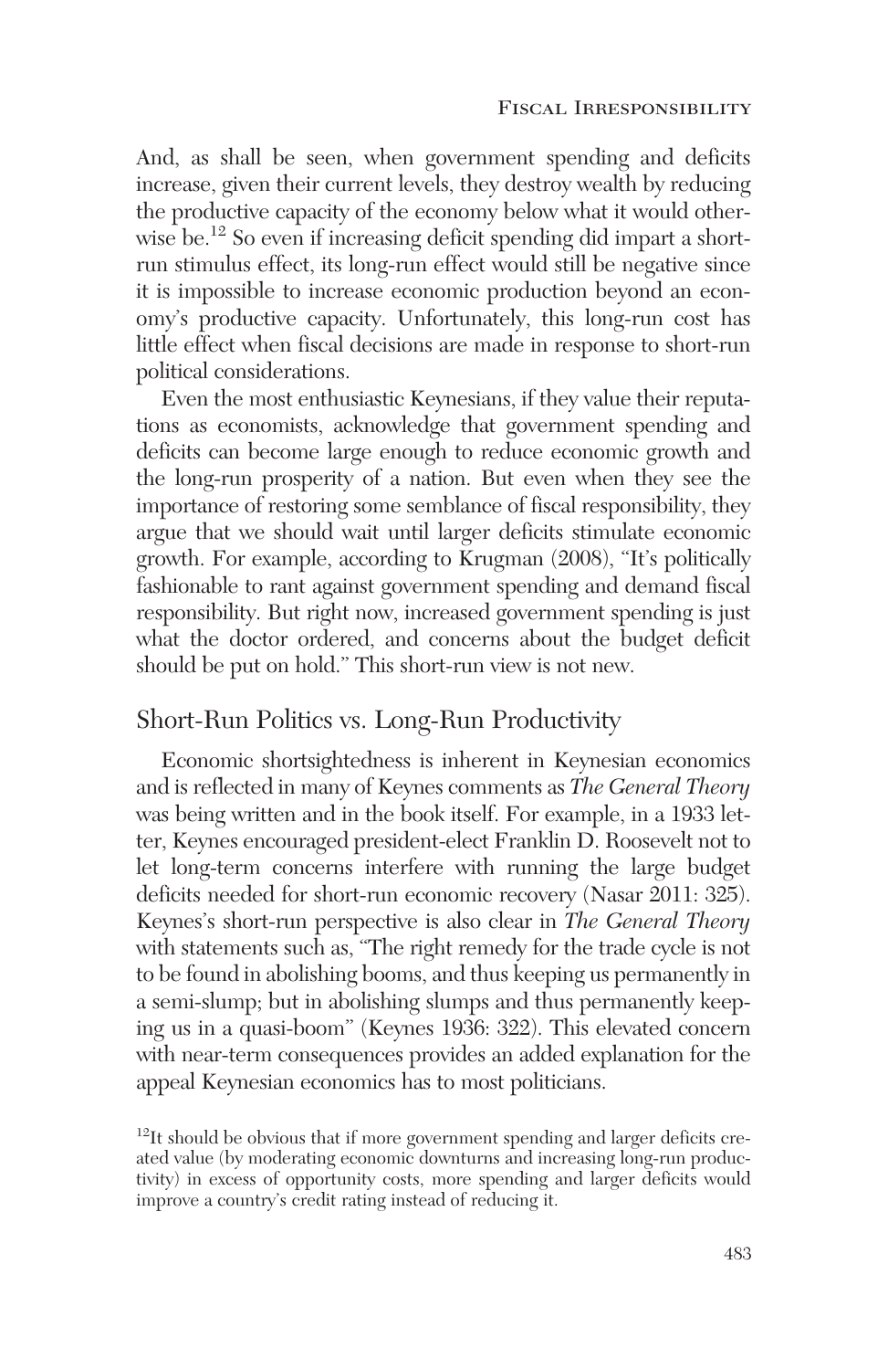And, as shall be seen, when government spending and deficits increase, given their current levels, they destroy wealth by reducing the productive capacity of the economy below what it would otherwise be.[12] So even if increasing deficit spending did impart a short-run stimulus effect, its long-run effect would still be negative since it is impossible to increase economic production beyond an economy's productive capacity. Unfortunately, this long-run cost has little effect when fiscal decisions are made in response to short-run political considerations.

Even the most enthusiastic Keynesians, if they value their reputations as economists, acknowledge that government spending and deficits can become large enough to reduce economic growth and the long-run prosperity of a nation. But even when they see the importance of restoring some semblance of fiscal responsibility, they argue that we should wait until larger deficits stimulate economic growth. For example, according to Krugman (2008), "It's politically fashionable to rant against government spending and demand fiscal responsibility. But right now, increased government spending is just what the doctor ordered, and concerns about the budget deficit should be put on hold." This short-run view is not new.

## Short-Run Politics vs. Long-Run Productivity

Economic shortsightedness is inherent in Keynesian economics and is reflected in many of Keynes comments as *The General Theory* was being written and in the book itself. For example, in a 1933 letter, Keynes encouraged president-elect Franklin D. Roosevelt not to let long-term concerns interfere with running the large budget deficits needed for short-run economic recovery (Nasar 2011: 325). Keynes's short-run perspective is also clear in *The General Theory* with statements such as, "The right remedy for the trade cycle is not to be found in abolishing booms, and thus keeping us permanently in a semi-slump; but in abolishing slumps and thus permanently keeping us in a quasi-boom" (Keynes 1936: 322). This elevated concern with near-term consequences provides an added explanation for the appeal Keynesian economics has to most politicians.

[12] It should be obvious that if more government spending and larger deficits created value (by moderating economic downturns and increasing long-run productivity) in excess of opportunity costs, more spending and larger deficits would improve a country's credit rating instead of reducing it.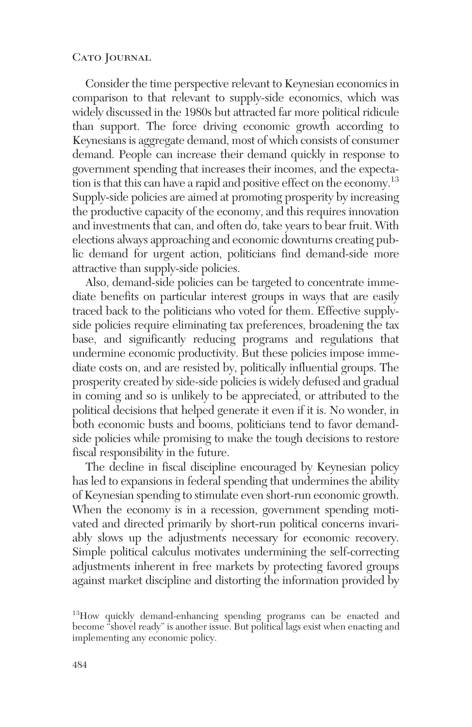Consider the time perspective relevant to Keynesian economics in comparison to that relevant to supply-side economics, which was widely discussed in the 1980s but attracted far more political ridicule than support. The force driving economic growth according to Keynesians is aggregate demand, most of which consists of consumer demand. People can increase their demand quickly in response to government spending that increases their incomes, and the expectation is that this can have a rapid and positive effect on the economy.[13] Supply-side policies are aimed at promoting prosperity by increasing the productive capacity of the economy, and this requires innovation and investments that can, and often do, take years to bear fruit. With elections always approaching and economic downturns creating public demand for urgent action, politicians find demand-side more attractive than supply-side policies.

Also, demand-side policies can be targeted to concentrate immediate benefits on particular interest groups in ways that are easily traced back to the politicians who voted for them. Effective supply-side policies require eliminating tax preferences, broadening the tax base, and significantly reducing programs and regulations that undermine economic productivity. But these policies impose immediate costs on, and are resisted by, politically influential groups. The prosperity created by side-side policies is widely defused and gradual in coming and so is unlikely to be appreciated, or attributed to the political decisions that helped generate it even if it is. No wonder, in both economic busts and booms, politicians tend to favor demand-side policies while promising to make the tough decisions to restore fiscal responsibility in the future.

The decline in fiscal discipline encouraged by Keynesian policy has led to expansions in federal spending that undermines the ability of Keynesian spending to stimulate even short-run economic growth. When the economy is in a recession, government spending motivated and directed primarily by short-run political concerns invariably slows up the adjustments necessary for economic recovery. Simple political calculus motivates undermining the self-correcting adjustments inherent in free markets by protecting favored groups against market discipline and distorting the information provided by

[13]How quickly demand-enhancing spending programs can be enacted and become "shovel ready" is another issue. But political lags exist when enacting and implementing any economic policy.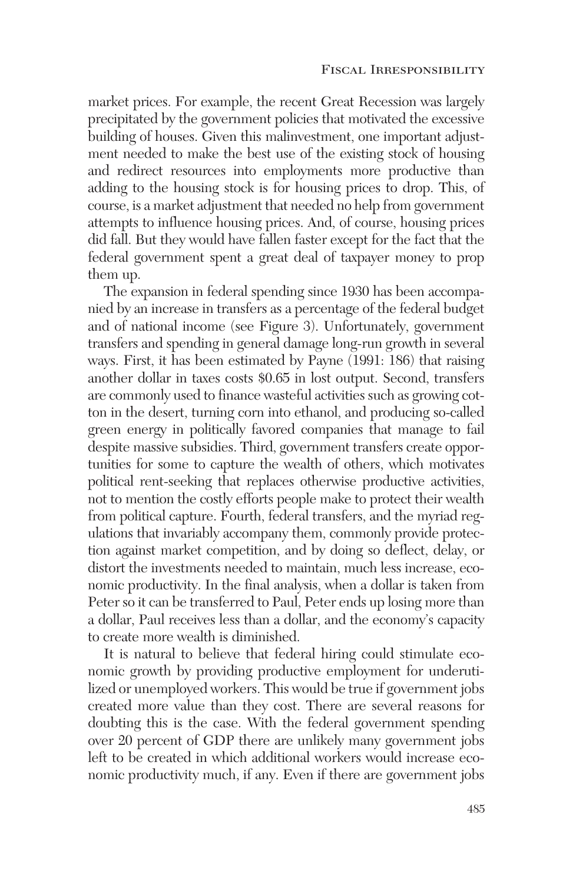market prices. For example, the recent Great Recession was largely precipitated by the government policies that motivated the excessive building of houses. Given this malinvestment, one important adjustment needed to make the best use of the existing stock of housing and redirect resources into employments more productive than adding to the housing stock is for housing prices to drop. This, of course, is a market adjustment that needed no help from government attempts to influence housing prices. And, of course, housing prices did fall. But they would have fallen faster except for the fact that the federal government spent a great deal of taxpayer money to prop them up.

The expansion in federal spending since 1930 has been accompanied by an increase in transfers as a percentage of the federal budget and of national income (see Figure 3). Unfortunately, government transfers and spending in general damage long-run growth in several ways. First, it has been estimated by Payne (1991: 186) that raising another dollar in taxes costs $0.65 in lost output. Second, transfers are commonly used to finance wasteful activities such as growing cotton in the desert, turning corn into ethanol, and producing so-called green energy in politically favored companies that manage to fail despite massive subsidies. Third, government transfers create opportunities for some to capture the wealth of others, which motivates political rent-seeking that replaces otherwise productive activities, not to mention the costly efforts people make to protect their wealth from political capture. Fourth, federal transfers, and the myriad regulations that invariably accompany them, commonly provide protection against market competition, and by doing so deflect, delay, or distort the investments needed to maintain, much less increase, economic productivity. In the final analysis, when a dollar is taken from Peter so it can be transferred to Paul, Peter ends up losing more than a dollar, Paul receives less than a dollar, and the economy's capacity to create more wealth is diminished.

It is natural to believe that federal hiring could stimulate economic growth by providing productive employment for underutilized or unemployed workers. This would be true if government jobs created more value than they cost. There are several reasons for doubting this is the case. With the federal government spending over 20 percent of GDP there are unlikely many government jobs left to be created in which additional workers would increase economic productivity much, if any. Even if there are government jobs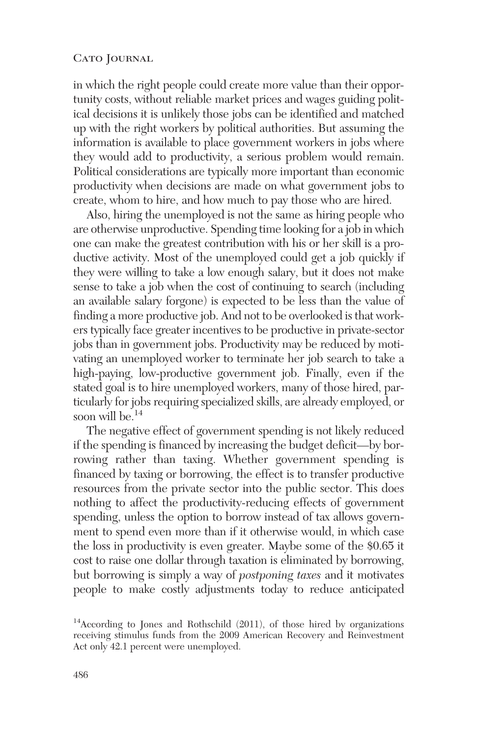in which the right people could create more value than their opportunity costs, without reliable market prices and wages guiding political decisions it is unlikely those jobs can be identified and matched up with the right workers by political authorities. But assuming the information is available to place government workers in jobs where they would add to productivity, a serious problem would remain. Political considerations are typically more important than economic productivity when decisions are made on what government jobs to create, whom to hire, and how much to pay those who are hired.

Also, hiring the unemployed is not the same as hiring people who are otherwise unproductive. Spending time looking for a job in which one can make the greatest contribution with his or her skill is a productive activity. Most of the unemployed could get a job quickly if they were willing to take a low enough salary, but it does not make sense to take a job when the cost of continuing to search (including an available salary forgone) is expected to be less than the value of finding a more productive job. And not to be overlooked is that workers typically face greater incentives to be productive in private-sector jobs than in government jobs. Productivity may be reduced by motivating an unemployed worker to terminate her job search to take a high-paying, low-productive government job. Finally, even if the stated goal is to hire unemployed workers, many of those hired, particularly for jobs requiring specialized skills, are already employed, or soon will be.[14]

The negative effect of government spending is not likely reduced if the spending is financed by increasing the budget deficit—by borrowing rather than taxing. Whether government spending is financed by taxing or borrowing, the effect is to transfer productive resources from the private sector into the public sector. This does nothing to affect the productivity-reducing effects of government spending, unless the option to borrow instead of tax allows government to spend even more than if it otherwise would, in which case the loss in productivity is even greater. Maybe some of the $0.65 it cost to raise one dollar through taxation is eliminated by borrowing, but borrowing is simply a way of *postponing taxes* and it motivates people to make costly adjustments today to reduce anticipated

[14] According to Jones and Rothschild (2011), of those hired by organizations receiving stimulus funds from the 2009 American Recovery and Reinvestment Act only 42.1 percent were unemployed.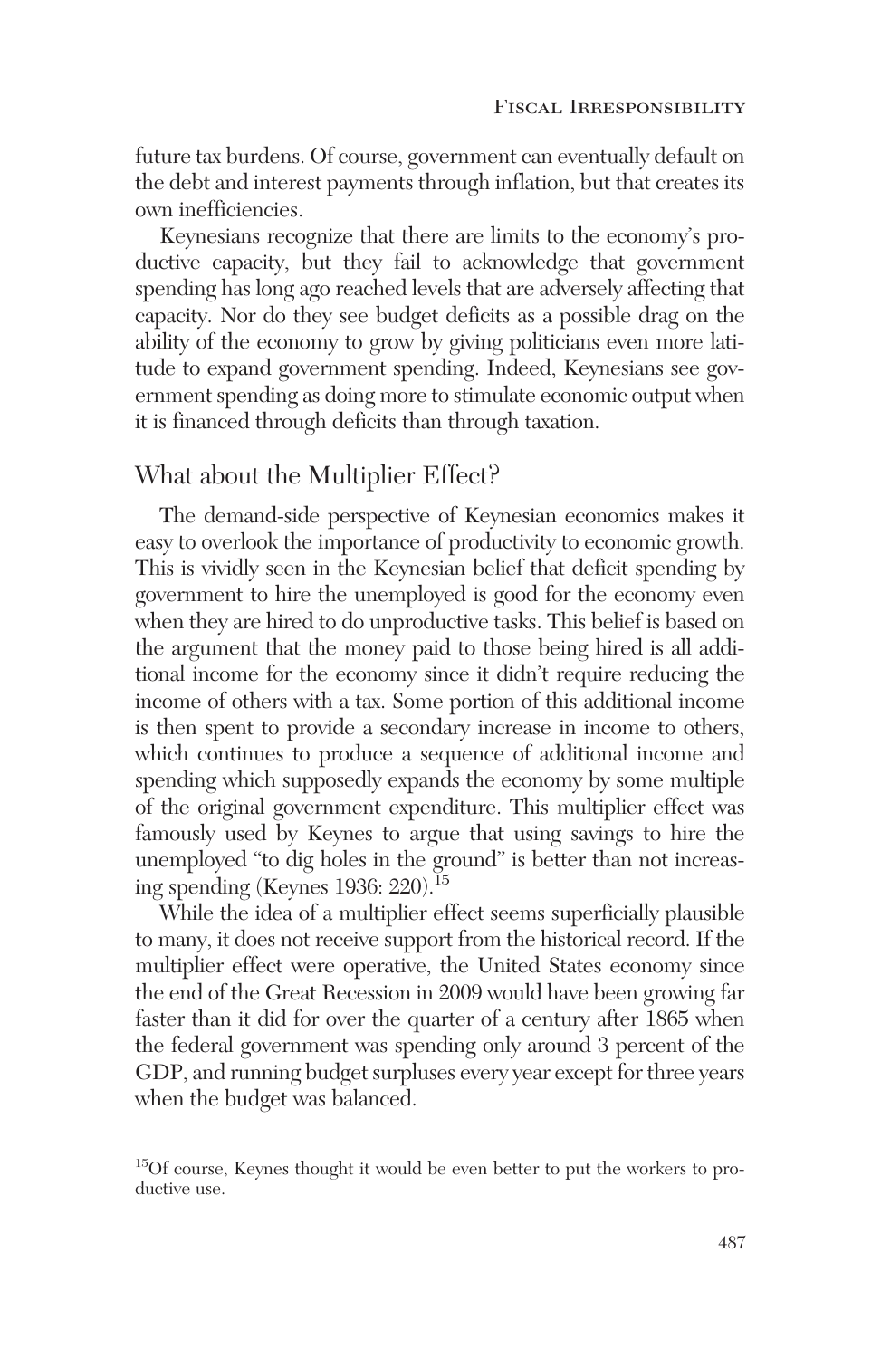future tax burdens. Of course, government can eventually default on the debt and interest payments through inflation, but that creates its own inefficiencies.

Keynesians recognize that there are limits to the economy's productive capacity, but they fail to acknowledge that government spending has long ago reached levels that are adversely affecting that capacity. Nor do they see budget deficits as a possible drag on the ability of the economy to grow by giving politicians even more latitude to expand government spending. Indeed, Keynesians see government spending as doing more to stimulate economic output when it is financed through deficits than through taxation.

## What about the Multiplier Effect?

The demand-side perspective of Keynesian economics makes it easy to overlook the importance of productivity to economic growth. This is vividly seen in the Keynesian belief that deficit spending by government to hire the unemployed is good for the economy even when they are hired to do unproductive tasks. This belief is based on the argument that the money paid to those being hired is all additional income for the economy since it didn't require reducing the income of others with a tax. Some portion of this additional income is then spent to provide a secondary increase in income to others, which continues to produce a sequence of additional income and spending which supposedly expands the economy by some multiple of the original government expenditure. This multiplier effect was famously used by Keynes to argue that using savings to hire the unemployed "to dig holes in the ground" is better than not increasing spending (Keynes 1936: 220).[15]

While the idea of a multiplier effect seems superficially plausible to many, it does not receive support from the historical record. If the multiplier effect were operative, the United States economy since the end of the Great Recession in 2009 would have been growing far faster than it did for over the quarter of a century after 1865 when the federal government was spending only around 3 percent of the GDP, and running budget surpluses every year except for three years when the budget was balanced.

[15] Of course, Keynes thought it would be even better to put the workers to productive use.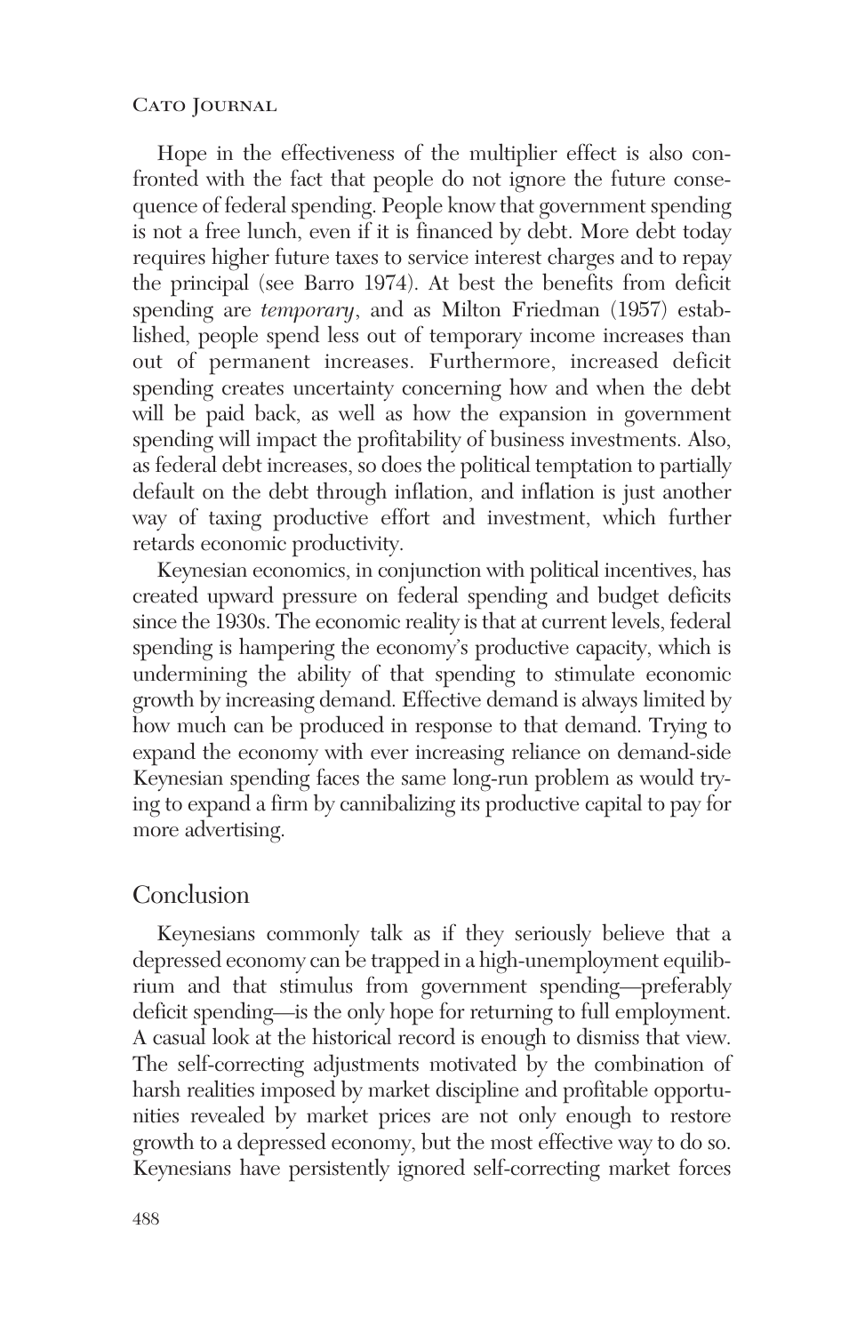Hope in the effectiveness of the multiplier effect is also confronted with the fact that people do not ignore the future consequence of federal spending. People know that government spending is not a free lunch, even if it is financed by debt. More debt today requires higher future taxes to service interest charges and to repay the principal (see Barro 1974). At best the benefits from deficit spending are *temporary*, and as Milton Friedman (1957) established, people spend less out of temporary income increases than out of permanent increases. Furthermore, increased deficit spending creates uncertainty concerning how and when the debt will be paid back, as well as how the expansion in government spending will impact the profitability of business investments. Also, as federal debt increases, so does the political temptation to partially default on the debt through inflation, and inflation is just another way of taxing productive effort and investment, which further retards economic productivity.

Keynesian economics, in conjunction with political incentives, has created upward pressure on federal spending and budget deficits since the 1930s. The economic reality is that at current levels, federal spending is hampering the economy's productive capacity, which is undermining the ability of that spending to stimulate economic growth by increasing demand. Effective demand is always limited by how much can be produced in response to that demand. Trying to expand the economy with ever increasing reliance on demand-side Keynesian spending faces the same long-run problem as would trying to expand a firm by cannibalizing its productive capital to pay for more advertising.

## Conclusion

Keynesians commonly talk as if they seriously believe that a depressed economy can be trapped in a high-unemployment equilibrium and that stimulus from government spending—preferably deficit spending—is the only hope for returning to full employment. A casual look at the historical record is enough to dismiss that view. The self-correcting adjustments motivated by the combination of harsh realities imposed by market discipline and profitable opportunities revealed by market prices are not only enough to restore growth to a depressed economy, but the most effective way to do so. Keynesians have persistently ignored self-correcting market forces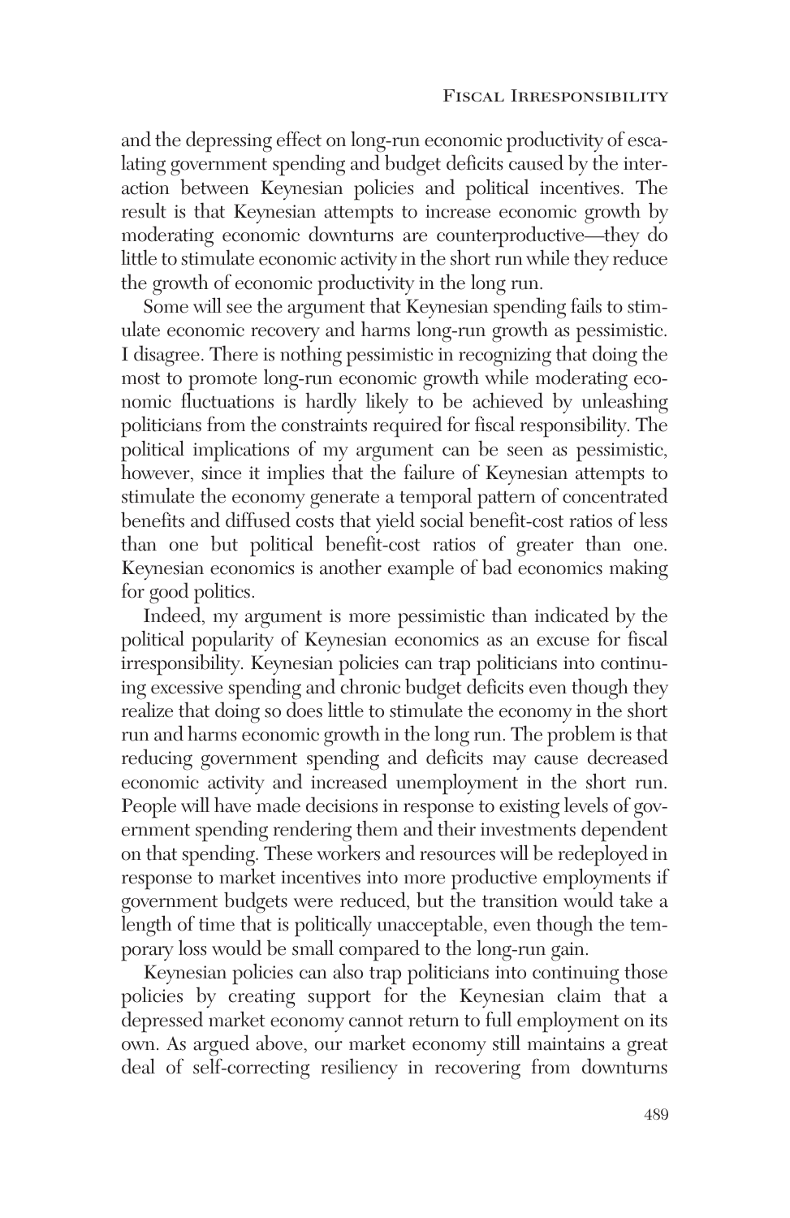and the depressing effect on long-run economic productivity of escalating government spending and budget deficits caused by the interaction between Keynesian policies and political incentives. The result is that Keynesian attempts to increase economic growth by moderating economic downturns are counterproductive—they do little to stimulate economic activity in the short run while they reduce the growth of economic productivity in the long run.

Some will see the argument that Keynesian spending fails to stimulate economic recovery and harms long-run growth as pessimistic. I disagree. There is nothing pessimistic in recognizing that doing the most to promote long-run economic growth while moderating economic fluctuations is hardly likely to be achieved by unleashing politicians from the constraints required for fiscal responsibility. The political implications of my argument can be seen as pessimistic, however, since it implies that the failure of Keynesian attempts to stimulate the economy generate a temporal pattern of concentrated benefits and diffused costs that yield social benefit-cost ratios of less than one but political benefit-cost ratios of greater than one. Keynesian economics is another example of bad economics making for good politics.

Indeed, my argument is more pessimistic than indicated by the political popularity of Keynesian economics as an excuse for fiscal irresponsibility. Keynesian policies can trap politicians into continuing excessive spending and chronic budget deficits even though they realize that doing so does little to stimulate the economy in the short run and harms economic growth in the long run. The problem is that reducing government spending and deficits may cause decreased economic activity and increased unemployment in the short run. People will have made decisions in response to existing levels of government spending rendering them and their investments dependent on that spending. These workers and resources will be redeployed in response to market incentives into more productive employments if government budgets were reduced, but the transition would take a length of time that is politically unacceptable, even though the temporary loss would be small compared to the long-run gain.

Keynesian policies can also trap politicians into continuing those policies by creating support for the Keynesian claim that a depressed market economy cannot return to full employment on its own. As argued above, our market economy still maintains a great deal of self-correcting resiliency in recovering from downturns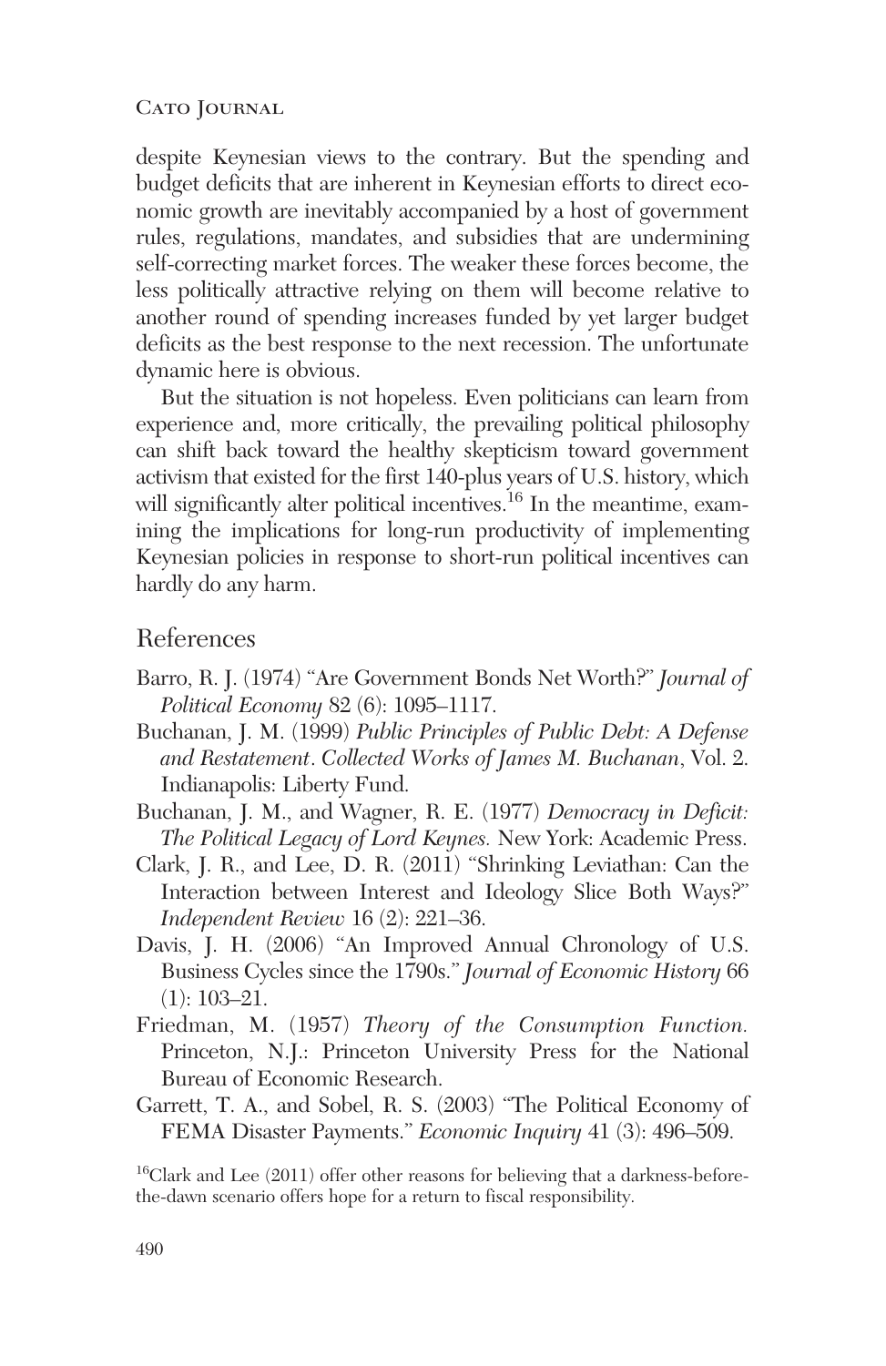despite Keynesian views to the contrary. But the spending and budget deficits that are inherent in Keynesian efforts to direct economic growth are inevitably accompanied by a host of government rules, regulations, mandates, and subsidies that are undermining self-correcting market forces. The weaker these forces become, the less politically attractive relying on them will become relative to another round of spending increases funded by yet larger budget deficits as the best response to the next recession. The unfortunate dynamic here is obvious.

But the situation is not hopeless. Even politicians can learn from experience and, more critically, the prevailing political philosophy can shift back toward the healthy skepticism toward government activism that existed for the first 140-plus years of U.S. history, which will significantly alter political incentives.[16] In the meantime, examining the implications for long-run productivity of implementing Keynesian policies in response to short-run political incentives can hardly do any harm.

## References

Barro, R. J. (1974) "Are Government Bonds Net Worth?" *Journal of Political Economy* 82 (6): 1095–1117.

Buchanan, J. M. (1999) *Public Principles of Public Debt: A Defense and Restatement*. *Collected Works of James M. Buchanan*, Vol. 2. Indianapolis: Liberty Fund.

Buchanan, J. M., and Wagner, R. E. (1977) *Democracy in Deficit: The Political Legacy of Lord Keynes.* New York: Academic Press.

Clark, J. R., and Lee, D. R. (2011) "Shrinking Leviathan: Can the Interaction between Interest and Ideology Slice Both Ways?" *Independent Review* 16 (2): 221–36.

Davis, J. H. (2006) "An Improved Annual Chronology of U.S. Business Cycles since the 1790s." *Journal of Economic History* 66 (1): 103–21.

Friedman, M. (1957) *Theory of the Consumption Function.* Princeton, N.J.: Princeton University Press for the National Bureau of Economic Research.

Garrett, T. A., and Sobel, R. S. (2003) "The Political Economy of FEMA Disaster Payments." *Economic Inquiry* 41 (3): 496–509.

[16]Clark and Lee (2011) offer other reasons for believing that a darkness-before-the-dawn scenario offers hope for a return to fiscal responsibility.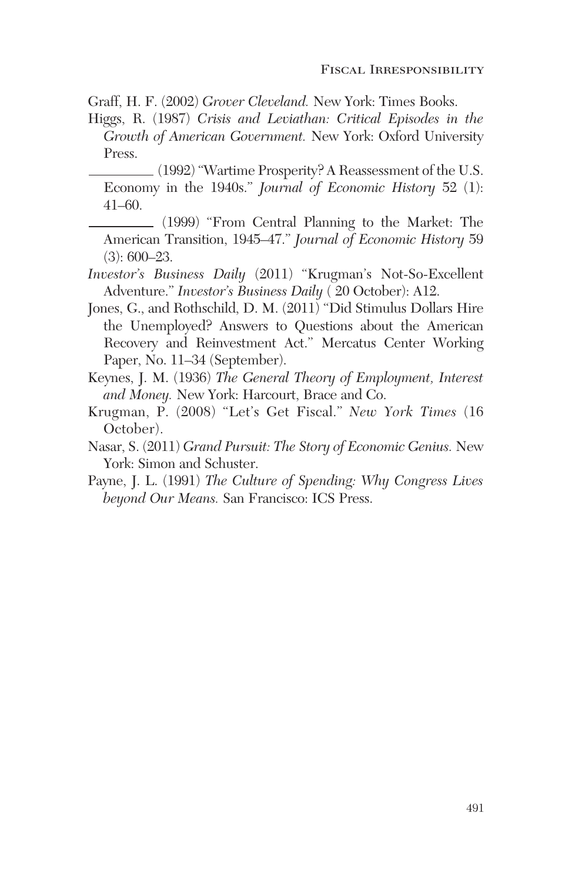Graff, H. F. (2002) *Grover Cleveland.* New York: Times Books.

Higgs, R. (1987) *Crisis and Leviathan: Critical Episodes in the Growth of American Government.* New York: Oxford University Press.

———— (1992) "Wartime Prosperity? A Reassessment of the U.S. Economy in the 1940s." *Journal of Economic History* 52 (1): 41–60.

———— (1999) "From Central Planning to the Market: The American Transition, 1945–47." *Journal of Economic History* 59 (3): 600–23.

*Investor's Business Daily* (2011) "Krugman's Not-So-Excellent Adventure." *Investor's Business Daily* ( 20 October): A12.

Jones, G., and Rothschild, D. M. (2011) "Did Stimulus Dollars Hire the Unemployed? Answers to Questions about the American Recovery and Reinvestment Act." Mercatus Center Working Paper, No. 11–34 (September).

Keynes, J. M. (1936) *The General Theory of Employment, Interest and Money.* New York: Harcourt, Brace and Co.

Krugman, P. (2008) "Let's Get Fiscal." *New York Times* (16 October).

Nasar, S. (2011) *Grand Pursuit: The Story of Economic Genius.* New York: Simon and Schuster.

Payne, J. L. (1991) *The Culture of Spending: Why Congress Lives beyond Our Means.* San Francisco: ICS Press.